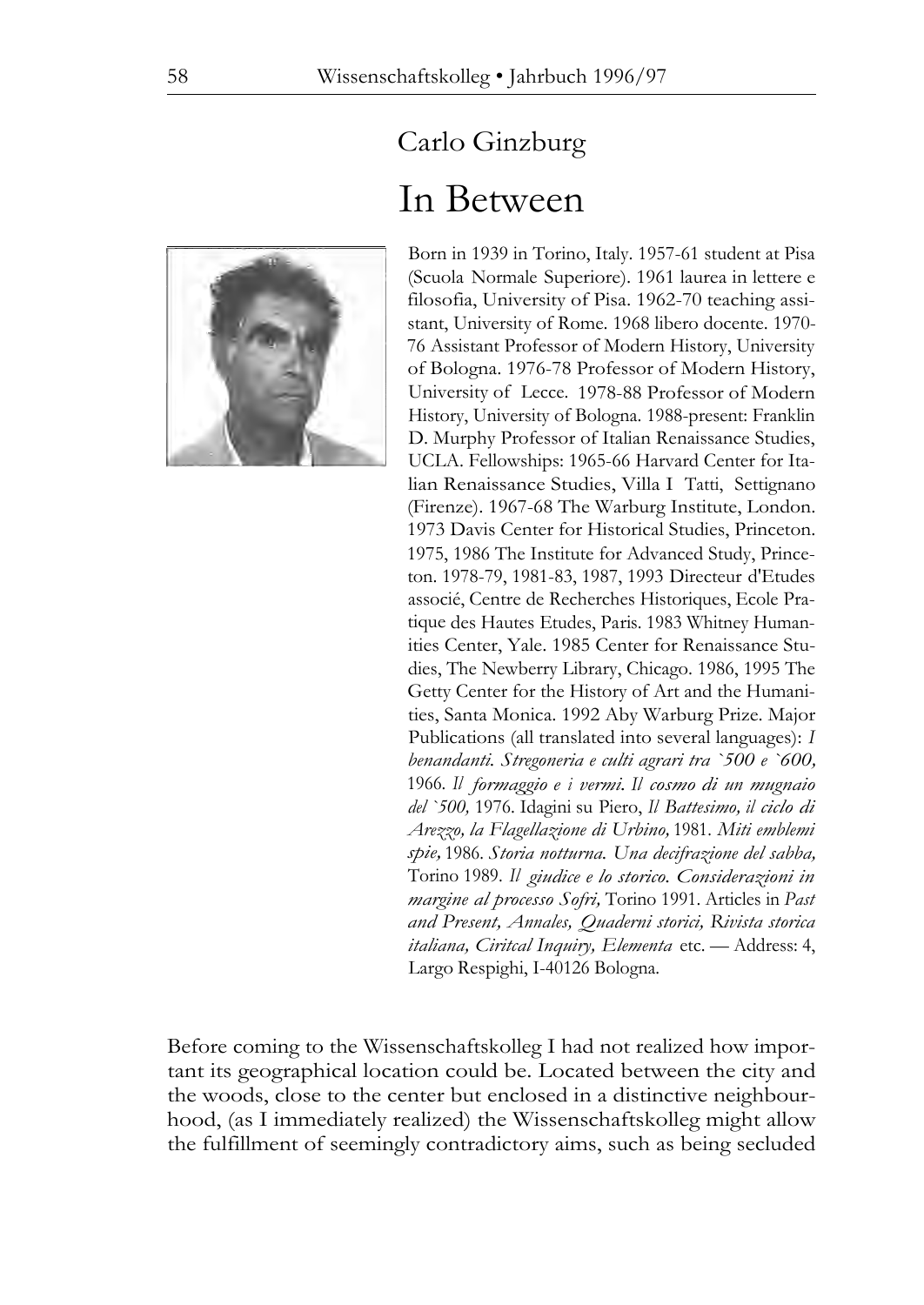## Carlo Ginzburg

# In Between

Born in 1939 in Torino, Italy. 1957-61 student at Pisa (Scuola Normale Superiore). 1961 laurea in lettere e filosofia, University of Pisa. 1962-70 teaching assistant, University of Rome. 1968 libero docente. 1970-76 Assistant Professor of Modern History, University of Bologna. 1976-78 Professor of Modern History, University of Lecce. 1978-88 Professor of Modern History, University of Bologna. 1988-present: Franklin D. Murphy Professor of Italian Renaissance Studies, UCLA. Fellowships: 1965-66 Harvard Center for Italian Renaissance Studies, Villa I Tatti, Settignano (Firenze). 1967-68 The Warburg Institute, London. 1973 Davis Center for Historical Studies, Princeton. 1975, 1986 The Institute for Advanced Study, Princeton. 1978-79, 1981-83, 1987, 1993 Directeur d'Etudes associé, Centre de Recherches Historiques, Ecole Pratique des Hautes Etudes, Paris. 1983 Whitney Humanities Center, Yale. 1985 Center for Renaissance Studies, The Newberry Library, Chicago. 1986, 1995 The Getty Center for the History of Art and the Humanities, Santa Monica. 1992 Aby Warburg Prize. Major Publications (all translated into several languages): *I benandanti. Stregoneria e culti agrari tra `500 e `600,* 1966. *Il formaggio e i vermi. Il cosmo di un mugnaio del `500,* 1976. Idagini su Piero, *Il Battesimo, il ciclo di Arezzo, la Flagellazione di Urbino,* 1981. *Miti emblemi spie,* 1986. *Storia notturna. Una decifrazione del sabba,* Torino 1989. *Il giudice e lo storico. Considerazioni in margine al processo Sofri,* Torino 1991. Articles in *Past and Present, Annales, Quaderni storici, Rivista storica italiana, Ciritcal Inquiry, Elementa* etc. — Address: 4, Largo Respighi, I-40126 Bologna.

Before coming to the Wissenschaftskolleg I had not realized how important its geographical location could be. Located between the city and the woods, close to the center but enclosed in a distinctive neighbourhood, (as I immediately realized) the Wissenschaftskolleg might allow the fulfillment of seemingly contradictory aims, such as being secluded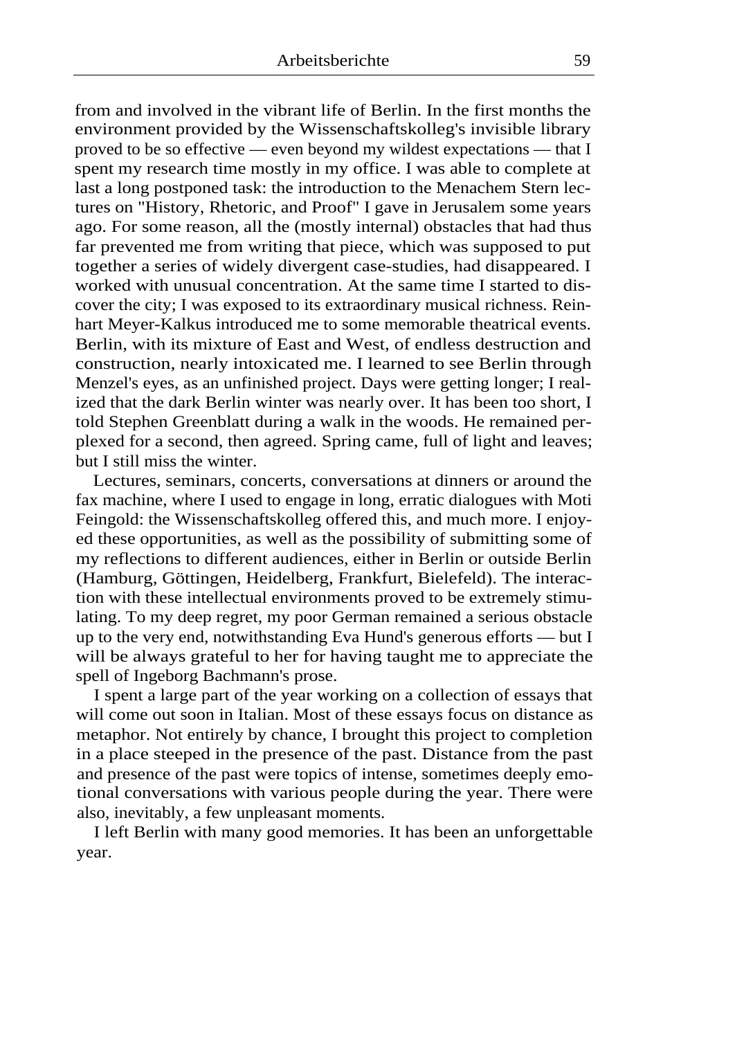from and involved in the vibrant life of Berlin. In the first months the environment provided by the Wissenschaftskolleg's invisible library proved to be so effective — even beyond my wildest expectations — that I spent my research time mostly in my office. I was able to complete at last a long postponed task: the introduction to the Menachem Stern lectures on "History, Rhetoric, and Proof" I gave in Jerusalem some years ago. For some reason, all the (mostly internal) obstacles that had thus far prevented me from writing that piece, which was supposed to put together a series of widely divergent case-studies, had disappeared. I worked with unusual concentration. At the same time I started to discover the city; I was exposed to its extraordinary musical richness. Reinhart Meyer-Kalkus introduced me to some memorable theatrical events. Berlin, with its mixture of East and West, of endless destruction and construction, nearly intoxicated me. I learned to see Berlin through Menzel's eyes, as an unfinished project. Days were getting longer; I realized that the dark Berlin winter was nearly over. It has been too short, I told Stephen Greenblatt during a walk in the woods. He remained perplexed for a second, then agreed. Spring came, full of light and leaves; but I still miss the winter.

Lectures, seminars, concerts, conversations at dinners or around the fax machine, where I used to engage in long, erratic dialogues with Moti Feingold: the Wissenschaftskolleg offered this, and much more. I enjoyed these opportunities, as well as the possibility of submitting some of my reflections to different audiences, either in Berlin or outside Berlin (Hamburg, Göttingen, Heidelberg, Frankfurt, Bielefeld). The interaction with these intellectual environments proved to be extremely stimulating. To my deep regret, my poor German remained a serious obstacle up to the very end, notwithstanding Eva Hund's generous efforts — but I will be always grateful to her for having taught me to appreciate the spell of Ingeborg Bachmann's prose.

I spent a large part of the year working on a collection of essays that will come out soon in Italian. Most of these essays focus on distance as metaphor. Not entirely by chance, I brought this project to completion in a place steeped in the presence of the past. Distance from the past and presence of the past were topics of intense, sometimes deeply emotional conversations with various people during the year. There were also, inevitably, a few unpleasant moments.

I left Berlin with many good memories. It has been an unforgettable year.